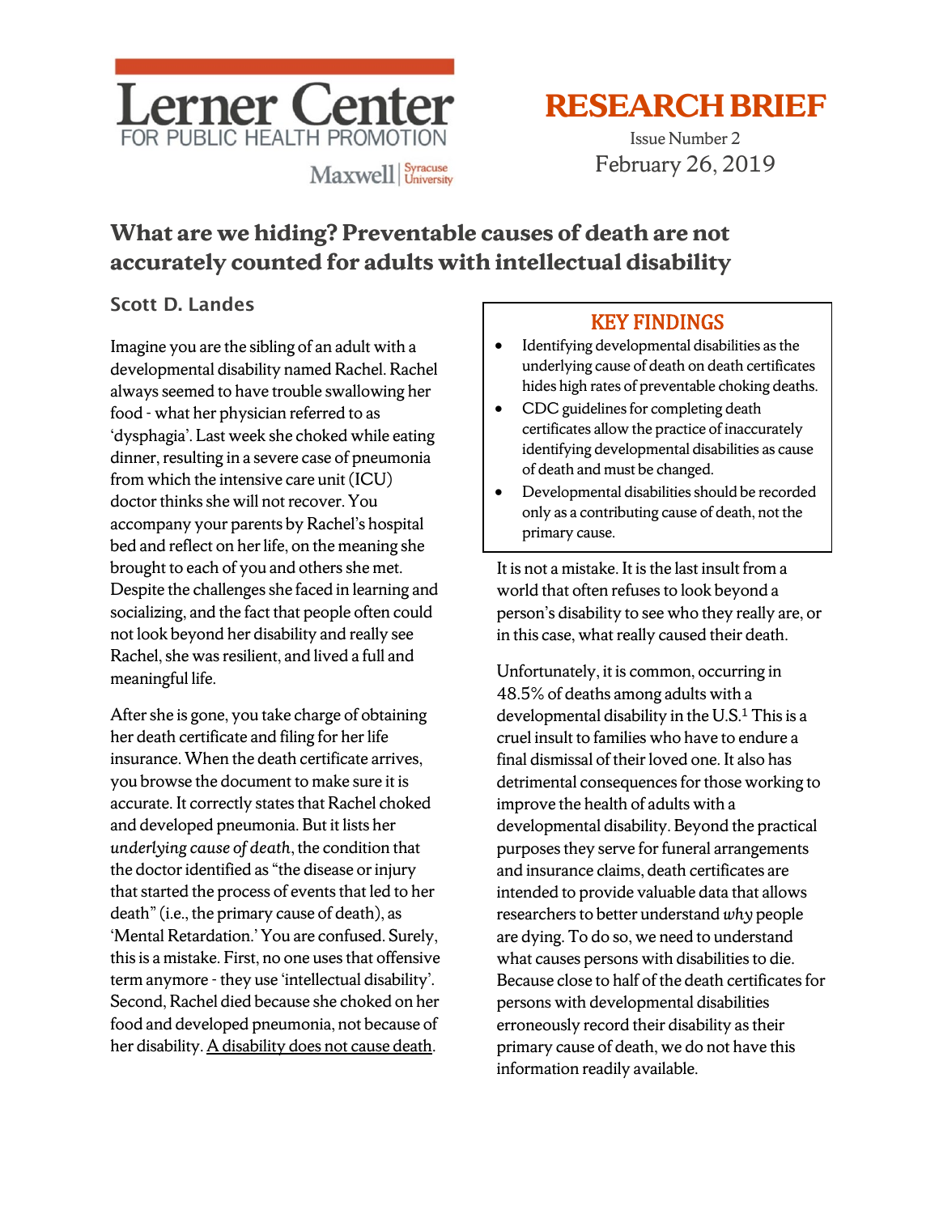Lerner Center
FOR PUBLIC HEALTH PROMOTION
Maxwell | Syracuse University

# RESEARCH BRIEF

Issue Number 2
February 26, 2019

## What are we hiding? Preventable causes of death are not accurately counted for adults with intellectual disability

### Scott D. Landes

Imagine you are the sibling of an adult with a developmental disability named Rachel. Rachel always seemed to have trouble swallowing her food - what her physician referred to as 'dysphagia'. Last week she choked while eating dinner, resulting in a severe case of pneumonia from which the intensive care unit (ICU) doctor thinks she will not recover. You accompany your parents by Rachel's hospital bed and reflect on her life, on the meaning she brought to each of you and others she met. Despite the challenges she faced in learning and socializing, and the fact that people often could not look beyond her disability and really see Rachel, she was resilient, and lived a full and meaningful life.

After she is gone, you take charge of obtaining her death certificate and filing for her life insurance. When the death certificate arrives, you browse the document to make sure it is accurate. It correctly states that Rachel choked and developed pneumonia. But it lists her *underlying cause of death*, the condition that the doctor identified as "the disease or injury that started the process of events that led to her death" (i.e., the primary cause of death), as 'Mental Retardation.' You are confused. Surely, this is a mistake. First, no one uses that offensive term anymore - they use 'intellectual disability'. Second, Rachel died because she choked on her food and developed pneumonia, not because of her disability. <u>A disability does not cause death</u>.

> **KEY FINDINGS**
>
> - Identifying developmental disabilities as the underlying cause of death on death certificates hides high rates of preventable choking deaths.
> - CDC guidelines for completing death certificates allow the practice of inaccurately identifying developmental disabilities as cause of death and must be changed.
> - Developmental disabilities should be recorded only as a contributing cause of death, not the primary cause.

It is not a mistake. It is the last insult from a world that often refuses to look beyond a person's disability to see who they really are, or in this case, what really caused their death.

Unfortunately, it is common, occurring in 48.5% of deaths among adults with a developmental disability in the U.S.[1] This is a cruel insult to families who have to endure a final dismissal of their loved one. It also has detrimental consequences for those working to improve the health of adults with a developmental disability. Beyond the practical purposes they serve for funeral arrangements and insurance claims, death certificates are intended to provide valuable data that allows researchers to better understand *why* people are dying. To do so, we need to understand what causes persons with disabilities to die. Because close to half of the death certificates for persons with developmental disabilities erroneously record their disability as their primary cause of death, we do not have this information readily available.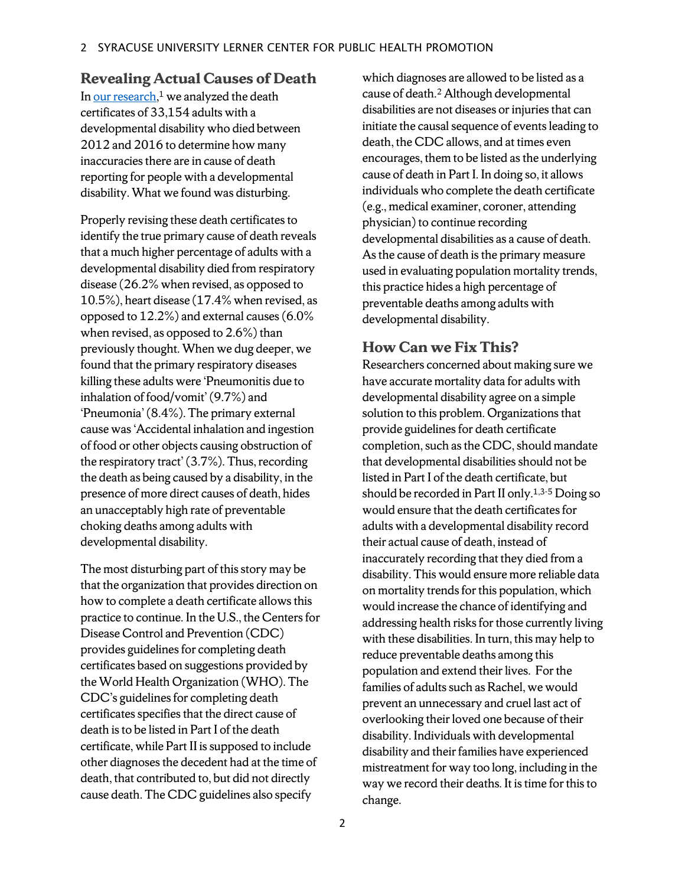## Revealing Actual Causes of Death

In our research,[1] we analyzed the death certificates of 33,154 adults with a developmental disability who died between 2012 and 2016 to determine how many inaccuracies there are in cause of death reporting for people with a developmental disability. What we found was disturbing.

Properly revising these death certificates to identify the true primary cause of death reveals that a much higher percentage of adults with a developmental disability died from respiratory disease (26.2% when revised, as opposed to 10.5%), heart disease (17.4% when revised, as opposed to 12.2%) and external causes (6.0% when revised, as opposed to 2.6%) than previously thought. When we dug deeper, we found that the primary respiratory diseases killing these adults were 'Pneumonitis due to inhalation of food/vomit' (9.7%) and 'Pneumonia' (8.4%). The primary external cause was 'Accidental inhalation and ingestion of food or other objects causing obstruction of the respiratory tract' (3.7%). Thus, recording the death as being caused by a disability, in the presence of more direct causes of death, hides an unacceptably high rate of preventable choking deaths among adults with developmental disability.

The most disturbing part of this story may be that the organization that provides direction on how to complete a death certificate allows this practice to continue. In the U.S., the Centers for Disease Control and Prevention (CDC) provides guidelines for completing death certificates based on suggestions provided by the World Health Organization (WHO). The CDC's guidelines for completing death certificates specifies that the direct cause of death is to be listed in Part I of the death certificate, while Part II is supposed to include other diagnoses the decedent had at the time of death, that contributed to, but did not directly cause death. The CDC guidelines also specify which diagnoses are allowed to be listed as a cause of death.[2] Although developmental disabilities are not diseases or injuries that can initiate the causal sequence of events leading to death, the CDC allows, and at times even encourages, them to be listed as the underlying cause of death in Part I. In doing so, it allows individuals who complete the death certificate (e.g., medical examiner, coroner, attending physician) to continue recording developmental disabilities as a cause of death. As the cause of death is the primary measure used in evaluating population mortality trends, this practice hides a high percentage of preventable deaths among adults with developmental disability.

## How Can we Fix This?

Researchers concerned about making sure we have accurate mortality data for adults with developmental disability agree on a simple solution to this problem. Organizations that provide guidelines for death certificate completion, such as the CDC, should mandate that developmental disabilities should not be listed in Part I of the death certificate, but should be recorded in Part II only.[1,3-5] Doing so would ensure that the death certificates for adults with a developmental disability record their actual cause of death, instead of inaccurately recording that they died from a disability. This would ensure more reliable data on mortality trends for this population, which would increase the chance of identifying and addressing health risks for those currently living with these disabilities. In turn, this may help to reduce preventable deaths among this population and extend their lives. For the families of adults such as Rachel, we would prevent an unnecessary and cruel last act of overlooking their loved one because of their disability. Individuals with developmental disability and their families have experienced mistreatment for way too long, including in the way we record their deaths. It is time for this to change.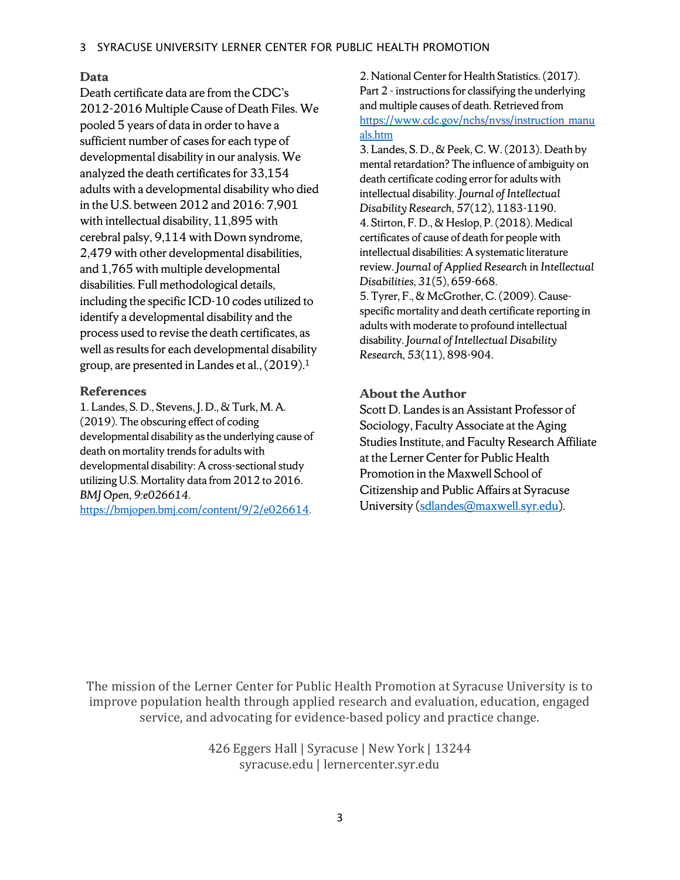## Data

Death certificate data are from the CDC's 2012-2016 Multiple Cause of Death Files. We pooled 5 years of data in order to have a sufficient number of cases for each type of developmental disability in our analysis. We analyzed the death certificates for 33,154 adults with a developmental disability who died in the U.S. between 2012 and 2016: 7,901 with intellectual disability, 11,895 with cerebral palsy, 9,114 with Down syndrome, 2,479 with other developmental disabilities, and 1,765 with multiple developmental disabilities. Full methodological details, including the specific ICD-10 codes utilized to identify a developmental disability and the process used to revise the death certificates, as well as results for each developmental disability group, are presented in Landes et al., (2019).[1]

## References

1. Landes, S. D., Stevens, J. D., & Turk, M. A. (2019). The obscuring effect of coding developmental disability as the underlying cause of death on mortality trends for adults with developmental disability: A cross-sectional study utilizing U.S. Mortality data from 2012 to 2016. *BMJ Open, 9:e026614*. https://bmjopen.bmj.com/content/9/2/e026614.
2. National Center for Health Statistics. (2017). Part 2 - instructions for classifying the underlying and multiple causes of death. Retrieved from https://www.cdc.gov/nchs/nvss/instruction_manuals.htm
3. Landes, S. D., & Peek, C. W. (2013). Death by mental retardation? The influence of ambiguity on death certificate coding error for adults with intellectual disability. *Journal of Intellectual Disability Research*, *57*(12), 1183-1190.
4. Stirton, F. D., & Heslop, P. (2018). Medical certificates of cause of death for people with intellectual disabilities: A systematic literature review. *Journal of Applied Research in Intellectual Disabilities*, *31*(5), 659-668.
5. Tyrer, F., & McGrother, C. (2009). Cause-specific mortality and death certificate reporting in adults with moderate to profound intellectual disability. *Journal of Intellectual Disability Research*, *53*(11), 898-904.

## About the Author

Scott D. Landes is an Assistant Professor of Sociology, Faculty Associate at the Aging Studies Institute, and Faculty Research Affiliate at the Lerner Center for Public Health Promotion in the Maxwell School of Citizenship and Public Affairs at Syracuse University (sdlandes@maxwell.syr.edu).

The mission of the Lerner Center for Public Health Promotion at Syracuse University is to improve population health through applied research and evaluation, education, engaged service, and advocating for evidence-based policy and practice change.

426 Eggers Hall | Syracuse | New York | 13244
syracuse.edu | lernercenter.syr.edu